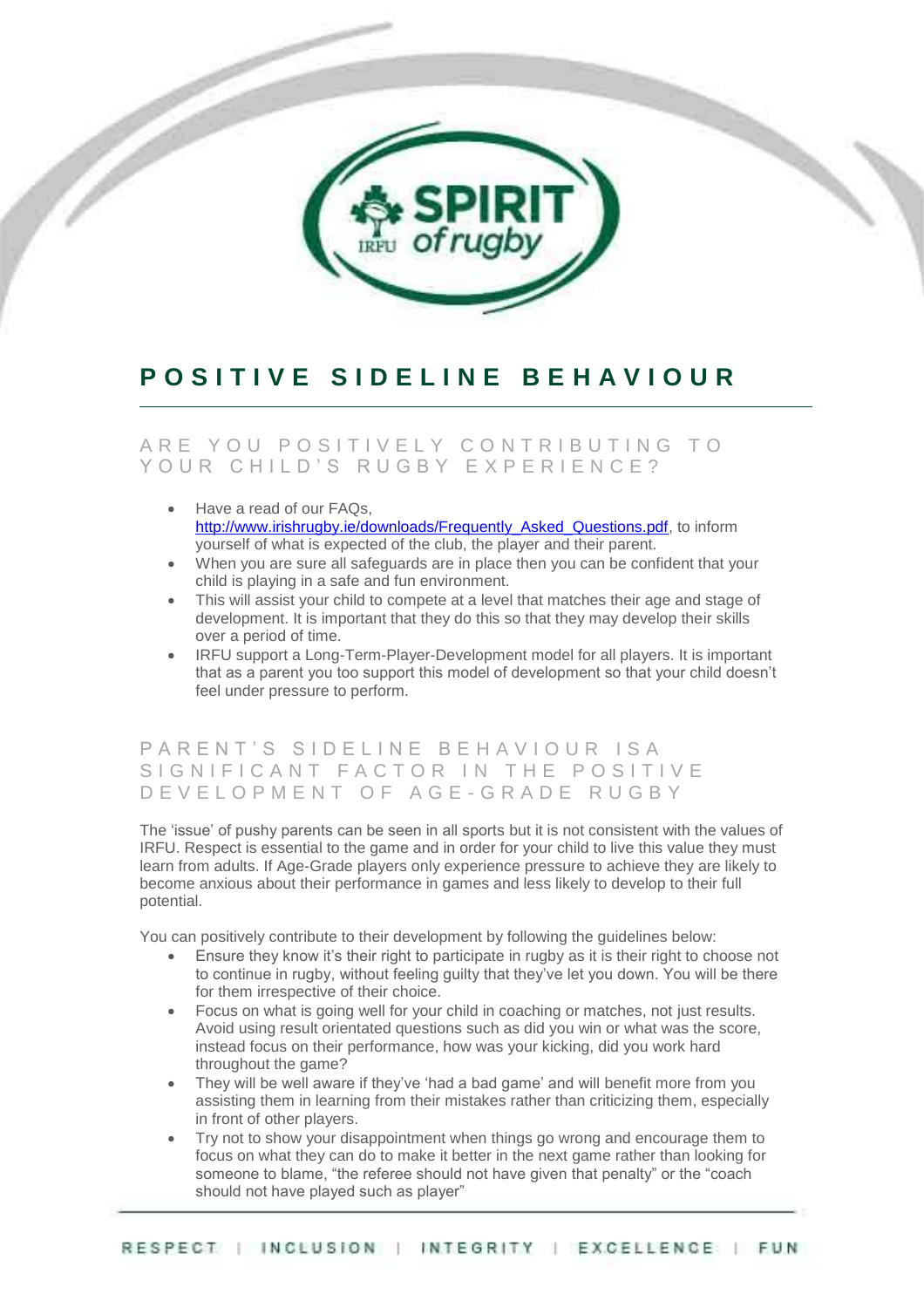# POSITIVE SIDELINE BEHAVIOUR

## ARE YOU POSITIVELY CONTRIBUTING TO YOUR CHILD'S RUGBY EXPERIENCE?

- Have a read of our FAQs, [http://www.irishrugby.ie/downloads/Frequently_Asked_Questions.pdf](http://www.irishrugby.ie/downloads/Frequently_Asked_Questions.pdf), to inform yourself of what is expected of the club, the player and their parent.
- When you are sure all safeguards are in place then you can be confident that your child is playing in a safe and fun environment.
- This will assist your child to compete at a level that matches their age and stage of development. It is important that they do this so that they may develop their skills over a period of time.
- IRFU support a Long-Term-Player-Development model for all players. It is important that as a parent you too support this model of development so that your child doesn't feel under pressure to perform.

## PARENT'S SIDELINE BEHAVIOUR ISA SIGNIFICANT FACTOR IN THE POSITIVE DEVELOPMENT OF AGE-GRADE RUGBY

The 'issue' of pushy parents can be seen in all sports but it is not consistent with the values of IRFU. Respect is essential to the game and in order for your child to live this value they must learn from adults. If Age-Grade players only experience pressure to achieve they are likely to become anxious about their performance in games and less likely to develop to their full potential.

You can positively contribute to their development by following the guidelines below:

- Ensure they know it's their right to participate in rugby as it is their right to choose not to continue in rugby, without feeling guilty that they've let you down. You will be there for them irrespective of their choice.
- Focus on what is going well for your child in coaching or matches, not just results. Avoid using result orientated questions such as did you win or what was the score, instead focus on their performance, how was your kicking, did you work hard throughout the game?
- They will be well aware if they've 'had a bad game' and will benefit more from you assisting them in learning from their mistakes rather than criticizing them, especially in front of other players.
- Try not to show your disappointment when things go wrong and encourage them to focus on what they can do to make it better in the next game rather than looking for someone to blame, "the referee should not have given that penalty" or the "coach should not have played such as player"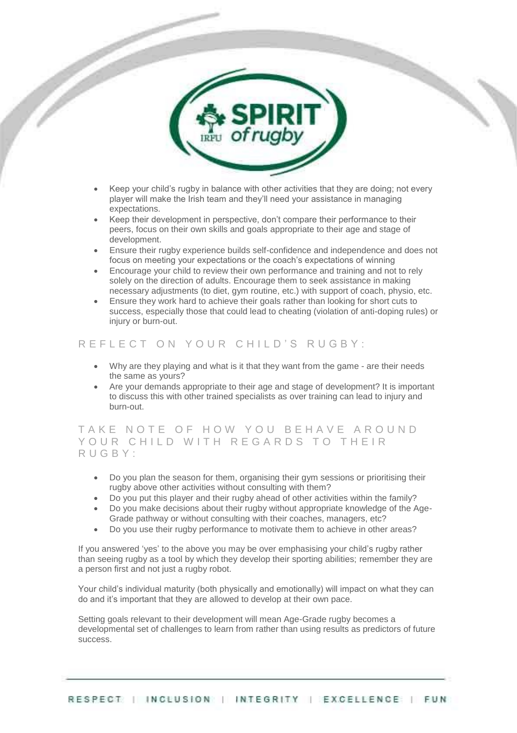- Keep your child's rugby in balance with other activities that they are doing; not every player will make the Irish team and they'll need your assistance in managing expectations.
- Keep their development in perspective, don't compare their performance to their peers, focus on their own skills and goals appropriate to their age and stage of development.
- Ensure their rugby experience builds self-confidence and independence and does not focus on meeting your expectations or the coach's expectations of winning
- Encourage your child to review their own performance and training and not to rely solely on the direction of adults. Encourage them to seek assistance in making necessary adjustments (to diet, gym routine, etc.) with support of coach, physio, etc.
- Ensure they work hard to achieve their goals rather than looking for short cuts to success, especially those that could lead to cheating (violation of anti-doping rules) or injury or burn-out.

## REFLECT ON YOUR CHILD'S RUGBY:

- Why are they playing and what is it that they want from the game - are their needs the same as yours?
- Are your demands appropriate to their age and stage of development? It is important to discuss this with other trained specialists as over training can lead to injury and burn-out.

## TAKE NOTE OF HOW YOU BEHAVE AROUND YOUR CHILD WITH REGARDS TO THEIR RUGBY:

- Do you plan the season for them, organising their gym sessions or prioritising their rugby above other activities without consulting with them?
- Do you put this player and their rugby ahead of other activities within the family?
- Do you make decisions about their rugby without appropriate knowledge of the Age-Grade pathway or without consulting with their coaches, managers, etc?
- Do you use their rugby performance to motivate them to achieve in other areas?

If you answered 'yes' to the above you may be over emphasising your child's rugby rather than seeing rugby as a tool by which they develop their sporting abilities; remember they are a person first and not just a rugby robot.

Your child's individual maturity (both physically and emotionally) will impact on what they can do and it's important that they are allowed to develop at their own pace.

Setting goals relevant to their development will mean Age-Grade rugby becomes a developmental set of challenges to learn from rather than using results as predictors of future success.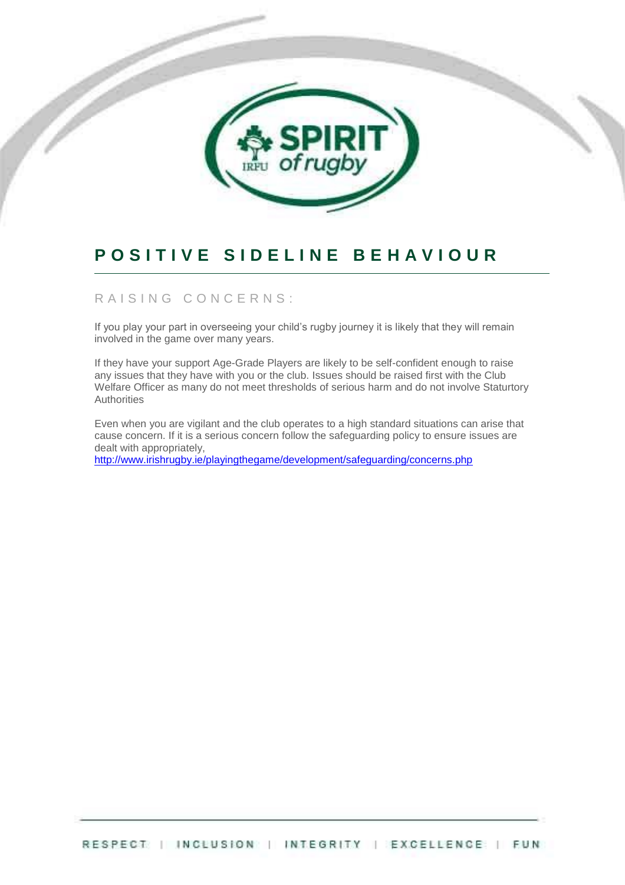# POSITIVE SIDELINE BEHAVIOUR

## RAISING CONCERNS:

If you play your part in overseeing your child's rugby journey it is likely that they will remain involved in the game over many years.

If they have your support Age-Grade Players are likely to be self-confident enough to raise any issues that they have with you or the club. Issues should be raised first with the Club Welfare Officer as many do not meet thresholds of serious harm and do not involve Staturtory Authorities

Even when you are vigilant and the club operates to a high standard situations can arise that cause concern. If it is a serious concern follow the safeguarding policy to ensure issues are dealt with appropriately,
http://www.irishrugby.ie/playingthegame/development/safeguarding/concerns.php

RESPECT | INCLUSION | INTEGRITY | EXCELLENCE | FUN